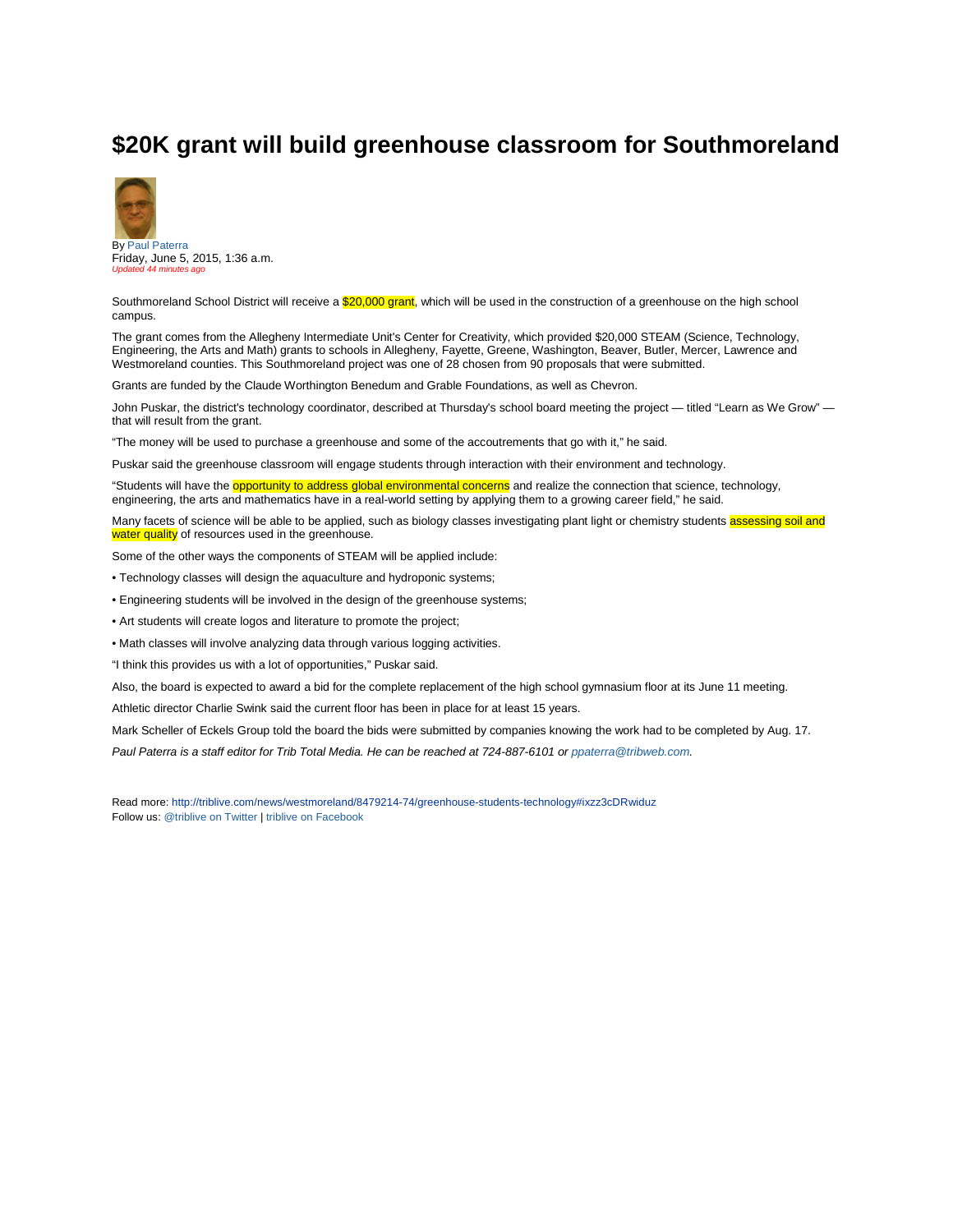# $20K grant will build greenhouse classroom for Southmoreland

By Paul Paterra
Friday, June 5, 2015, 1:36 a.m.
*Updated 44 minutes ago*

Southmoreland School District will receive a $20,000 grant, which will be used in the construction of a greenhouse on the high school campus.

The grant comes from the Allegheny Intermediate Unit's Center for Creativity, which provided $20,000 STEAM (Science, Technology, Engineering, the Arts and Math) grants to schools in Allegheny, Fayette, Greene, Washington, Beaver, Butler, Mercer, Lawrence and Westmoreland counties. This Southmoreland project was one of 28 chosen from 90 proposals that were submitted.

Grants are funded by the Claude Worthington Benedum and Grable Foundations, as well as Chevron.

John Puskar, the district's technology coordinator, described at Thursday's school board meeting the project — titled "Learn as We Grow" — that will result from the grant.

"The money will be used to purchase a greenhouse and some of the accoutrements that go with it," he said.

Puskar said the greenhouse classroom will engage students through interaction with their environment and technology.

"Students will have the opportunity to address global environmental concerns and realize the connection that science, technology, engineering, the arts and mathematics have in a real-world setting by applying them to a growing career field," he said.

Many facets of science will be able to be applied, such as biology classes investigating plant light or chemistry students assessing soil and water quality of resources used in the greenhouse.

Some of the other ways the components of STEAM will be applied include:

• Technology classes will design the aquaculture and hydroponic systems;

• Engineering students will be involved in the design of the greenhouse systems;

• Art students will create logos and literature to promote the project;

• Math classes will involve analyzing data through various logging activities.

"I think this provides us with a lot of opportunities," Puskar said.

Also, the board is expected to award a bid for the complete replacement of the high school gymnasium floor at its June 11 meeting.

Athletic director Charlie Swink said the current floor has been in place for at least 15 years.

Mark Scheller of Eckels Group told the board the bids were submitted by companies knowing the work had to be completed by Aug. 17.

*Paul Paterra is a staff editor for Trib Total Media. He can be reached at 724-887-6101 or ppaterra@tribweb.com.*

Read more: http://triblive.com/news/westmoreland/8479214-74/greenhouse-students-technology#ixzz3cDRwiduz
Follow us: @triblive on Twitter | triblive on Facebook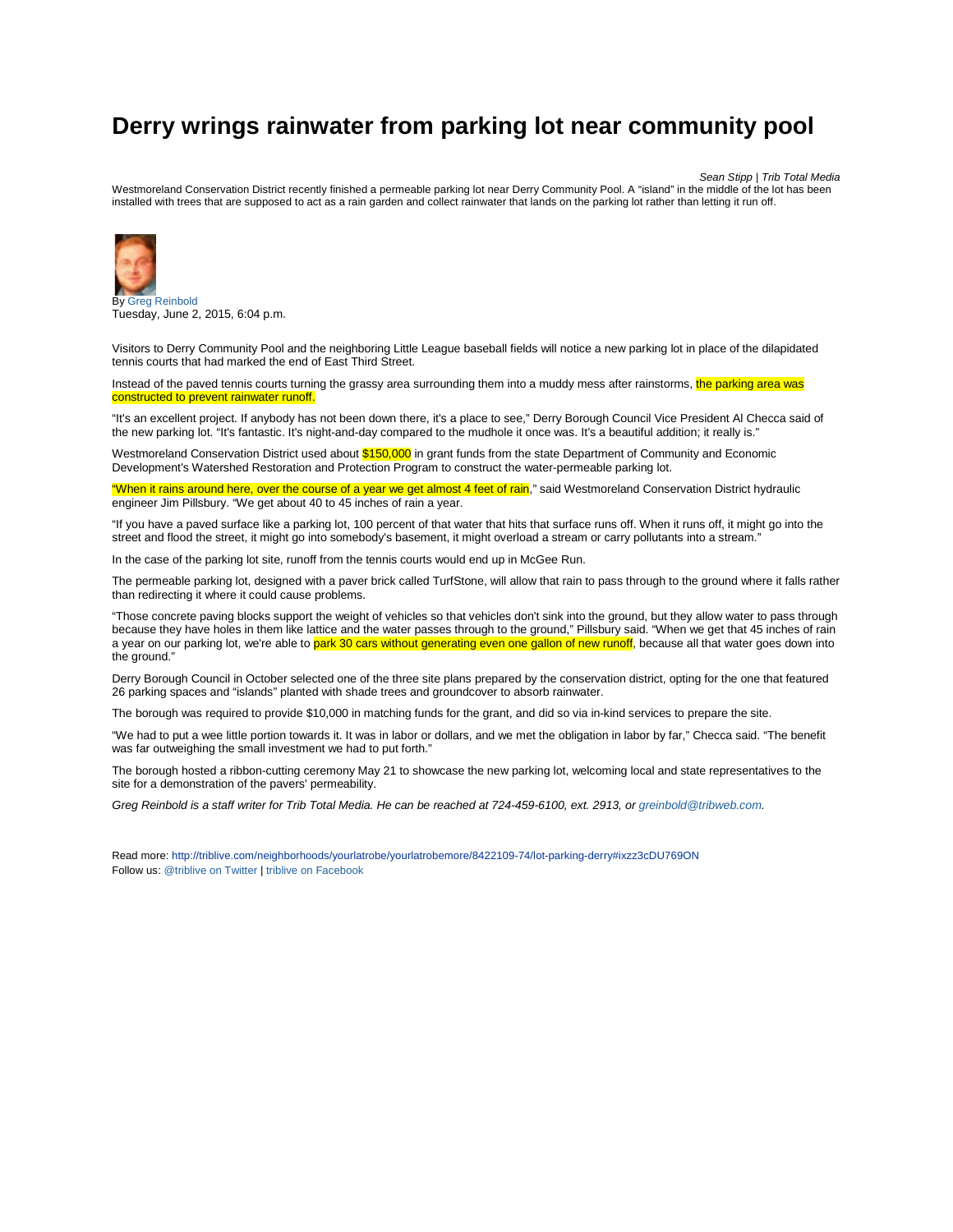# Derry wrings rainwater from parking lot near community pool

*Sean Stipp | Trib Total Media*

Westmoreland Conservation District recently finished a permeable parking lot near Derry Community Pool. A “island” in the middle of the lot has been installed with trees that are supposed to act as a rain garden and collect rainwater that lands on the parking lot rather than letting it run off.

By Greg Reinbold
Tuesday, June 2, 2015, 6:04 p.m.

Visitors to Derry Community Pool and the neighboring Little League baseball fields will notice a new parking lot in place of the dilapidated tennis courts that had marked the end of East Third Street.

Instead of the paved tennis courts turning the grassy area surrounding them into a muddy mess after rainstorms, the parking area was constructed to prevent rainwater runoff.

“It's an excellent project. If anybody has not been down there, it's a place to see,” Derry Borough Council Vice President Al Checca said of the new parking lot. “It's fantastic. It's night-and-day compared to the mudhole it once was. It's a beautiful addition; it really is.”

Westmoreland Conservation District used about $150,000 in grant funds from the state Department of Community and Economic Development's Watershed Restoration and Protection Program to construct the water-permeable parking lot.

“When it rains around here, over the course of a year we get almost 4 feet of rain,” said Westmoreland Conservation District hydraulic engineer Jim Pillsbury. “We get about 40 to 45 inches of rain a year.

“If you have a paved surface like a parking lot, 100 percent of that water that hits that surface runs off. When it runs off, it might go into the street and flood the street, it might go into somebody's basement, it might overload a stream or carry pollutants into a stream.”

In the case of the parking lot site, runoff from the tennis courts would end up in McGee Run.

The permeable parking lot, designed with a paver brick called TurfStone, will allow that rain to pass through to the ground where it falls rather than redirecting it where it could cause problems.

“Those concrete paving blocks support the weight of vehicles so that vehicles don't sink into the ground, but they allow water to pass through because they have holes in them like lattice and the water passes through to the ground,” Pillsbury said. “When we get that 45 inches of rain a year on our parking lot, we're able to park 30 cars without generating even one gallon of new runoff, because all that water goes down into the ground.”

Derry Borough Council in October selected one of the three site plans prepared by the conservation district, opting for the one that featured 26 parking spaces and “islands” planted with shade trees and groundcover to absorb rainwater.

The borough was required to provide $10,000 in matching funds for the grant, and did so via in-kind services to prepare the site.

“We had to put a wee little portion towards it. It was in labor or dollars, and we met the obligation in labor by far,” Checca said. “The benefit was far outweighing the small investment we had to put forth.”

The borough hosted a ribbon-cutting ceremony May 21 to showcase the new parking lot, welcoming local and state representatives to the site for a demonstration of the pavers' permeability.

*Greg Reinbold is a staff writer for Trib Total Media. He can be reached at 724-459-6100, ext. 2913, or greinbold@tribweb.com.*

Read more: http://triblive.com/neighborhoods/yourlatrobe/yourlatrobemore/8422109-74/lot-parking-derry#ixzz3cDU769ON
Follow us: @triblive on Twitter | triblive on Facebook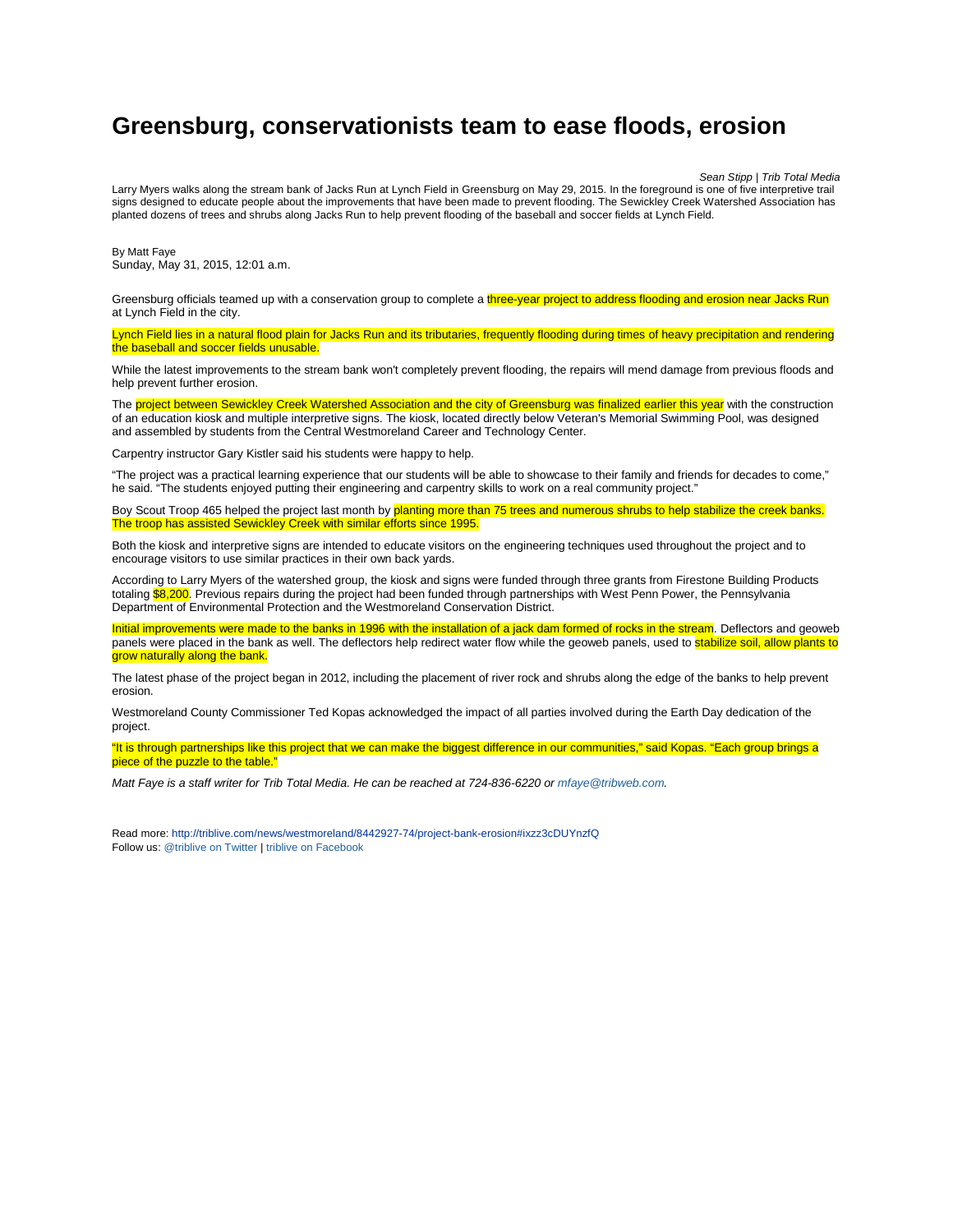# Greensburg, conservationists team to ease floods, erosion

*Sean Stipp | Trib Total Media*

Larry Myers walks along the stream bank of Jacks Run at Lynch Field in Greensburg on May 29, 2015. In the foreground is one of five interpretive trail signs designed to educate people about the improvements that have been made to prevent flooding. The Sewickley Creek Watershed Association has planted dozens of trees and shrubs along Jacks Run to help prevent flooding of the baseball and soccer fields at Lynch Field.

By Matt Faye
Sunday, May 31, 2015, 12:01 a.m.

Greensburg officials teamed up with a conservation group to complete a three-year project to address flooding and erosion near Jacks Run at Lynch Field in the city.

Lynch Field lies in a natural flood plain for Jacks Run and its tributaries, frequently flooding during times of heavy precipitation and rendering the baseball and soccer fields unusable.

While the latest improvements to the stream bank won't completely prevent flooding, the repairs will mend damage from previous floods and help prevent further erosion.

The project between Sewickley Creek Watershed Association and the city of Greensburg was finalized earlier this year with the construction of an education kiosk and multiple interpretive signs. The kiosk, located directly below Veteran's Memorial Swimming Pool, was designed and assembled by students from the Central Westmoreland Career and Technology Center.

Carpentry instructor Gary Kistler said his students were happy to help.

"The project was a practical learning experience that our students will be able to showcase to their family and friends for decades to come," he said. "The students enjoyed putting their engineering and carpentry skills to work on a real community project."

Boy Scout Troop 465 helped the project last month by planting more than 75 trees and numerous shrubs to help stabilize the creek banks. The troop has assisted Sewickley Creek with similar efforts since 1995.

Both the kiosk and interpretive signs are intended to educate visitors on the engineering techniques used throughout the project and to encourage visitors to use similar practices in their own back yards.

According to Larry Myers of the watershed group, the kiosk and signs were funded through three grants from Firestone Building Products totaling $8,200. Previous repairs during the project had been funded through partnerships with West Penn Power, the Pennsylvania Department of Environmental Protection and the Westmoreland Conservation District.

Initial improvements were made to the banks in 1996 with the installation of a jack dam formed of rocks in the stream. Deflectors and geoweb panels were placed in the bank as well. The deflectors help redirect water flow while the geoweb panels, used to stabilize soil, allow plants to grow naturally along the bank.

The latest phase of the project began in 2012, including the placement of river rock and shrubs along the edge of the banks to help prevent erosion.

Westmoreland County Commissioner Ted Kopas acknowledged the impact of all parties involved during the Earth Day dedication of the project.

"It is through partnerships like this project that we can make the biggest difference in our communities," said Kopas. "Each group brings a piece of the puzzle to the table."

*Matt Faye is a staff writer for Trib Total Media. He can be reached at 724-836-6220 or mfaye@tribweb.com.*

Read more: http://triblive.com/news/westmoreland/8442927-74/project-bank-erosion#ixzz3cDUYnzfQ
Follow us: @triblive on Twitter | triblive on Facebook